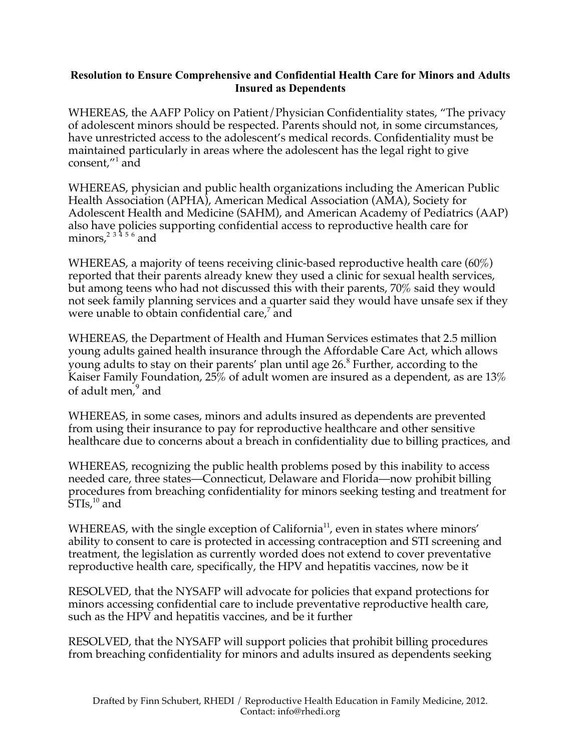**Resolution to Ensure Comprehensive and Confidential Health Care for Minors and Adults Insured as Dependents**

WHEREAS, the AAFP Policy on Patient/Physician Confidentiality states, "The privacy of adolescent minors should be respected. Parents should not, in some circumstances, have unrestricted access to the adolescent's medical records. Confidentiality must be maintained particularly in areas where the adolescent has the legal right to give consent,"[1] and

WHEREAS, physician and public health organizations including the American Public Health Association (APHA), American Medical Association (AMA), Society for Adolescent Health and Medicine (SAHM), and American Academy of Pediatrics (AAP) also have policies supporting confidential access to reproductive health care for minors,[2 3 4 5 6] and

WHEREAS, a majority of teens receiving clinic-based reproductive health care (60%) reported that their parents already knew they used a clinic for sexual health services, but among teens who had not discussed this with their parents, 70% said they would not seek family planning services and a quarter said they would have unsafe sex if they were unable to obtain confidential care,[7] and

WHEREAS, the Department of Health and Human Services estimates that 2.5 million young adults gained health insurance through the Affordable Care Act, which allows young adults to stay on their parents' plan until age 26.[8] Further, according to the Kaiser Family Foundation, 25% of adult women are insured as a dependent, as are 13% of adult men,[9] and

WHEREAS, in some cases, minors and adults insured as dependents are prevented from using their insurance to pay for reproductive healthcare and other sensitive healthcare due to concerns about a breach in confidentiality due to billing practices, and

WHEREAS, recognizing the public health problems posed by this inability to access needed care, three states—Connecticut, Delaware and Florida—now prohibit billing procedures from breaching confidentiality for minors seeking testing and treatment for STIs,[10] and

WHEREAS, with the single exception of California[11], even in states where minors' ability to consent to care is protected in accessing contraception and STI screening and treatment, the legislation as currently worded does not extend to cover preventative reproductive health care, specifically, the HPV and hepatitis vaccines, now be it

RESOLVED, that the NYSAFP will advocate for policies that expand protections for minors accessing confidential care to include preventative reproductive health care, such as the HPV and hepatitis vaccines, and be it further

RESOLVED, that the NYSAFP will support policies that prohibit billing procedures from breaching confidentiality for minors and adults insured as dependents seeking

Drafted by Finn Schubert, RHEDI / Reproductive Health Education in Family Medicine, 2012.
Contact: info@rhedi.org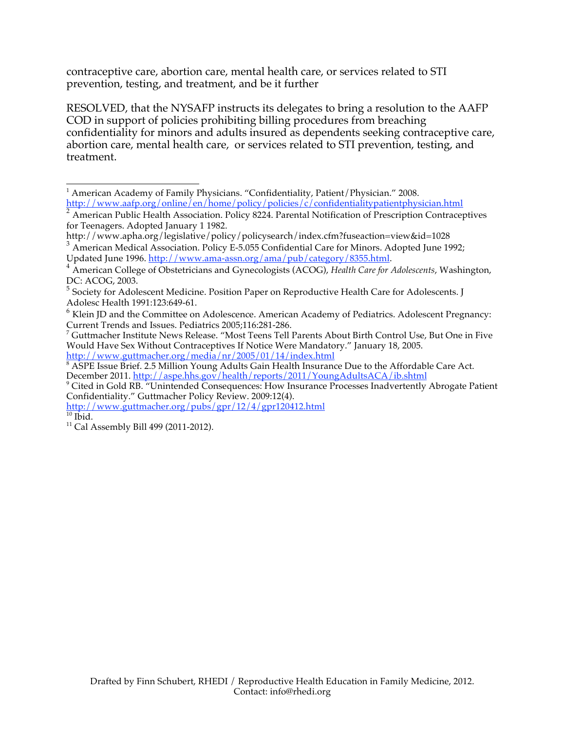contraceptive care, abortion care, mental health care, or services related to STI prevention, testing, and treatment, and be it further

RESOLVED, that the NYSAFP instructs its delegates to bring a resolution to the AAFP COD in support of policies prohibiting billing procedures from breaching confidentiality for minors and adults insured as dependents seeking contraceptive care, abortion care, mental health care, or services related to STI prevention, testing, and treatment.

---

[1] American Academy of Family Physicians. "Confidentiality, Patient/Physician." 2008. http://www.aafp.org/online/en/home/policy/policies/c/confidentialitypatientphysician.html

[2] American Public Health Association. Policy 8224. Parental Notification of Prescription Contraceptives for Teenagers. Adopted January 1 1982. http://www.apha.org/legislative/policy/policysearch/index.cfm?fuseaction=view&id=1028

[3] American Medical Association. Policy E-5.055 Confidential Care for Minors. Adopted June 1992; Updated June 1996. http://www.ama-assn.org/ama/pub/category/8355.html.

[4] American College of Obstetricians and Gynecologists (ACOG), *Health Care for Adolescents*, Washington, DC: ACOG, 2003.

[5] Society for Adolescent Medicine. Position Paper on Reproductive Health Care for Adolescents. J Adolesc Health 1991:123:649-61.

[6] Klein JD and the Committee on Adolescence. American Academy of Pediatrics. Adolescent Pregnancy: Current Trends and Issues. Pediatrics 2005;116:281-286.

[7] Guttmacher Institute News Release. "Most Teens Tell Parents About Birth Control Use, But One in Five Would Have Sex Without Contraceptives If Notice Were Mandatory." January 18, 2005. http://www.guttmacher.org/media/nr/2005/01/14/index.html

[8] ASPE Issue Brief. 2.5 Million Young Adults Gain Health Insurance Due to the Affordable Care Act. December 2011. http://aspe.hhs.gov/health/reports/2011/YoungAdultsACA/ib.shtml

[9] Cited in Gold RB. "Unintended Consequences: How Insurance Processes Inadvertently Abrogate Patient Confidentiality." Guttmacher Policy Review. 2009:12(4). http://www.guttmacher.org/pubs/gpr/12/4/gpr120412.html

[10] Ibid.

[11] Cal Assembly Bill 499 (2011-2012).

Drafted by Finn Schubert, RHEDI / Reproductive Health Education in Family Medicine, 2012.
Contact: info@rhedi.org